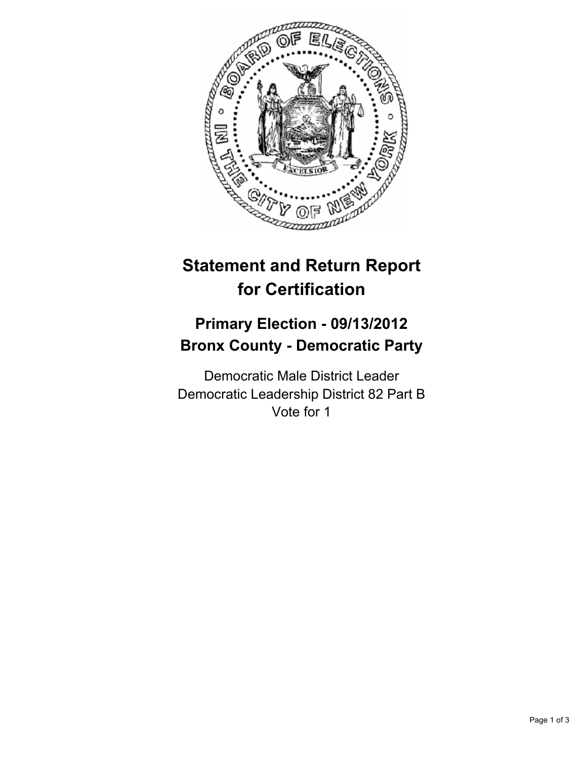# Statement and Return Report for Certification

## Primary Election - 09/13/2012
## Bronx County - Democratic Party

Democratic Male District Leader
Democratic Leadership District 82 Part B
Vote for 1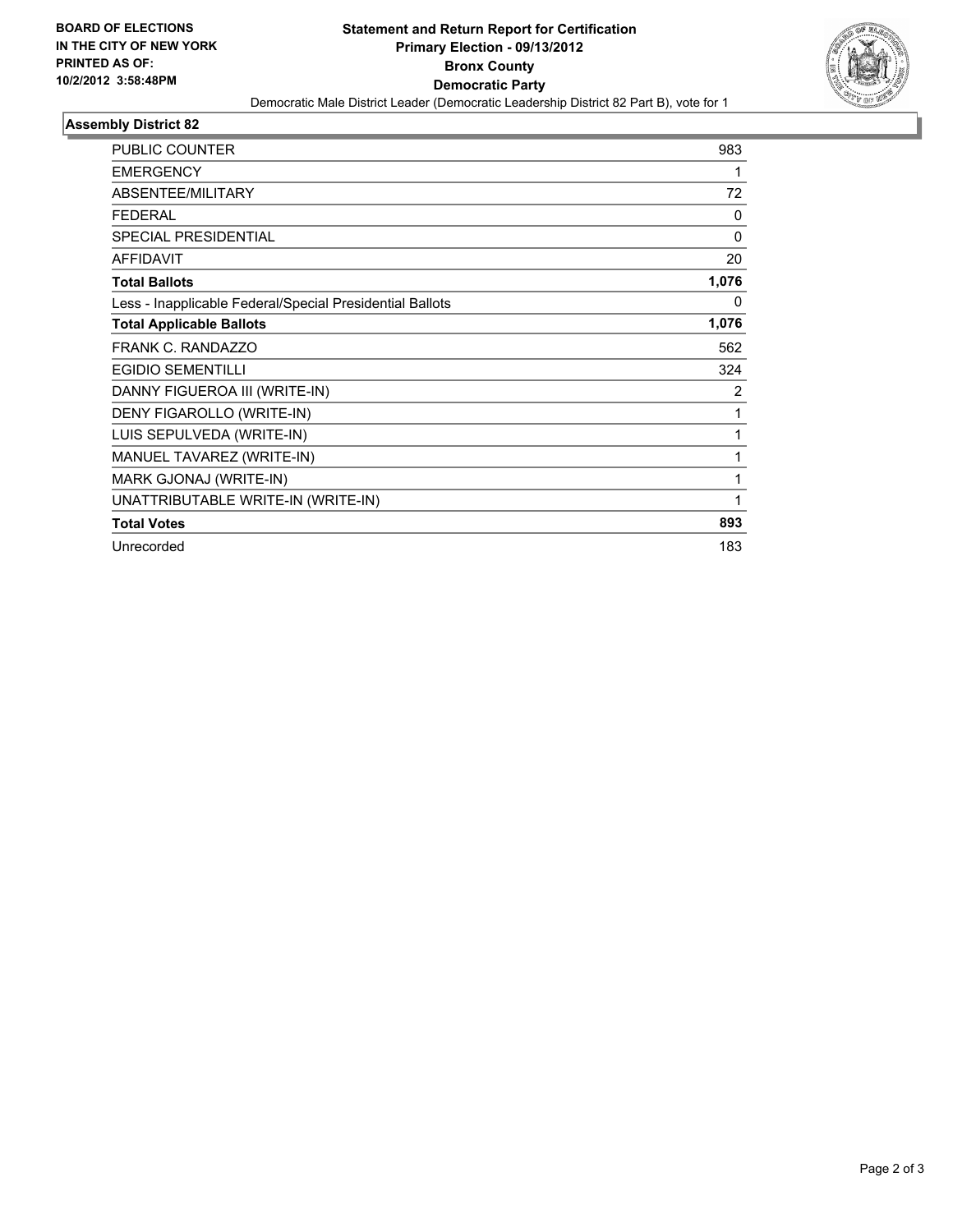**BOARD OF ELECTIONS IN THE CITY OF NEW YORK PRINTED AS OF: 10/2/2012 3:58:48PM**

# Statement and Return Report for Certification
## Primary Election - 09/13/2012
## Bronx County
## Democratic Party

Democratic Male District Leader (Democratic Leadership District 82 Part B), vote for 1

### Assembly District 82

| | |
|---|---|
| PUBLIC COUNTER | 983 |
| EMERGENCY | 1 |
| ABSENTEE/MILITARY | 72 |
| FEDERAL | 0 |
| SPECIAL PRESIDENTIAL | 0 |
| AFFIDAVIT | 20 |
| **Total Ballots** | **1,076** |
| Less - Inapplicable Federal/Special Presidential Ballots | 0 |
| **Total Applicable Ballots** | **1,076** |
| FRANK C. RANDAZZO | 562 |
| EGIDIO SEMENTILLI | 324 |
| DANNY FIGUEROA III (WRITE-IN) | 2 |
| DENY FIGAROLLO (WRITE-IN) | 1 |
| LUIS SEPULVEDA (WRITE-IN) | 1 |
| MANUEL TAVAREZ (WRITE-IN) | 1 |
| MARK GJONAJ (WRITE-IN) | 1 |
| UNATTRIBUTABLE WRITE-IN (WRITE-IN) | 1 |
| **Total Votes** | **893** |
| Unrecorded | 183 |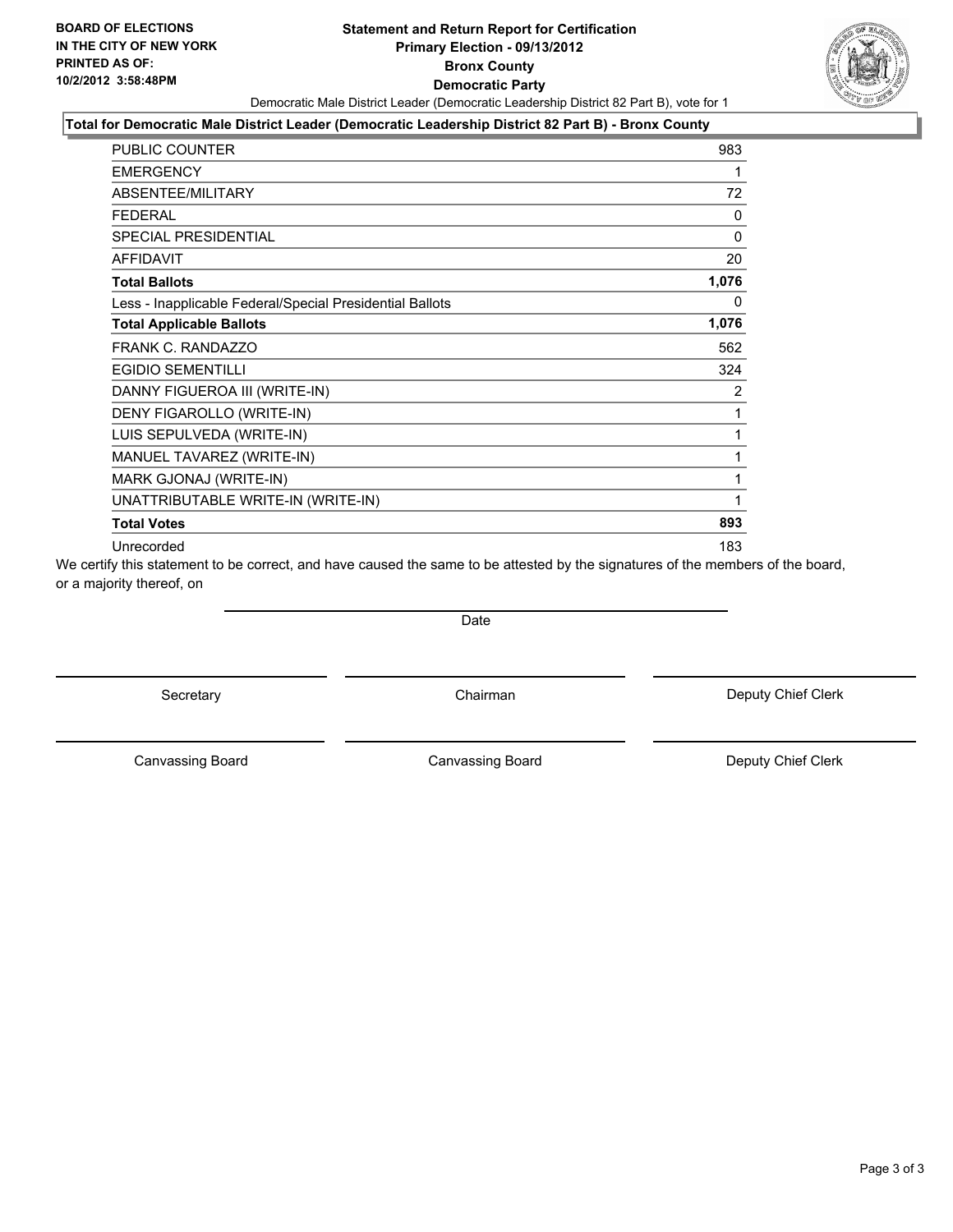**BOARD OF ELECTIONS IN THE CITY OF NEW YORK PRINTED AS OF: 10/2/2012 3:58:48PM**

# Statement and Return Report for Certification
## Primary Election - 09/13/2012
## Bronx County
## Democratic Party

Democratic Male District Leader (Democratic Leadership District 82 Part B), vote for 1

### Total for Democratic Male District Leader (Democratic Leadership District 82 Part B) - Bronx County

| | |
|---|---|
| PUBLIC COUNTER | 983 |
| EMERGENCY | 1 |
| ABSENTEE/MILITARY | 72 |
| FEDERAL | 0 |
| SPECIAL PRESIDENTIAL | 0 |
| AFFIDAVIT | 20 |
| **Total Ballots** | **1,076** |
| Less - Inapplicable Federal/Special Presidential Ballots | 0 |
| **Total Applicable Ballots** | **1,076** |
| FRANK C. RANDAZZO | 562 |
| EGIDIO SEMENTILLI | 324 |
| DANNY FIGUEROA III (WRITE-IN) | 2 |
| DENY FIGAROLLO (WRITE-IN) | 1 |
| LUIS SEPULVEDA (WRITE-IN) | 1 |
| MANUEL TAVAREZ (WRITE-IN) | 1 |
| MARK GJONAJ (WRITE-IN) | 1 |
| UNATTRIBUTABLE WRITE-IN (WRITE-IN) | 1 |
| **Total Votes** | **893** |
| Unrecorded | 183 |

We certify this statement to be correct, and have caused the same to be attested by the signatures of the members of the board, or a majority thereof, on

Date

Secretary | Chairman | Deputy Chief Clerk

Canvassing Board | Canvassing Board | Deputy Chief Clerk